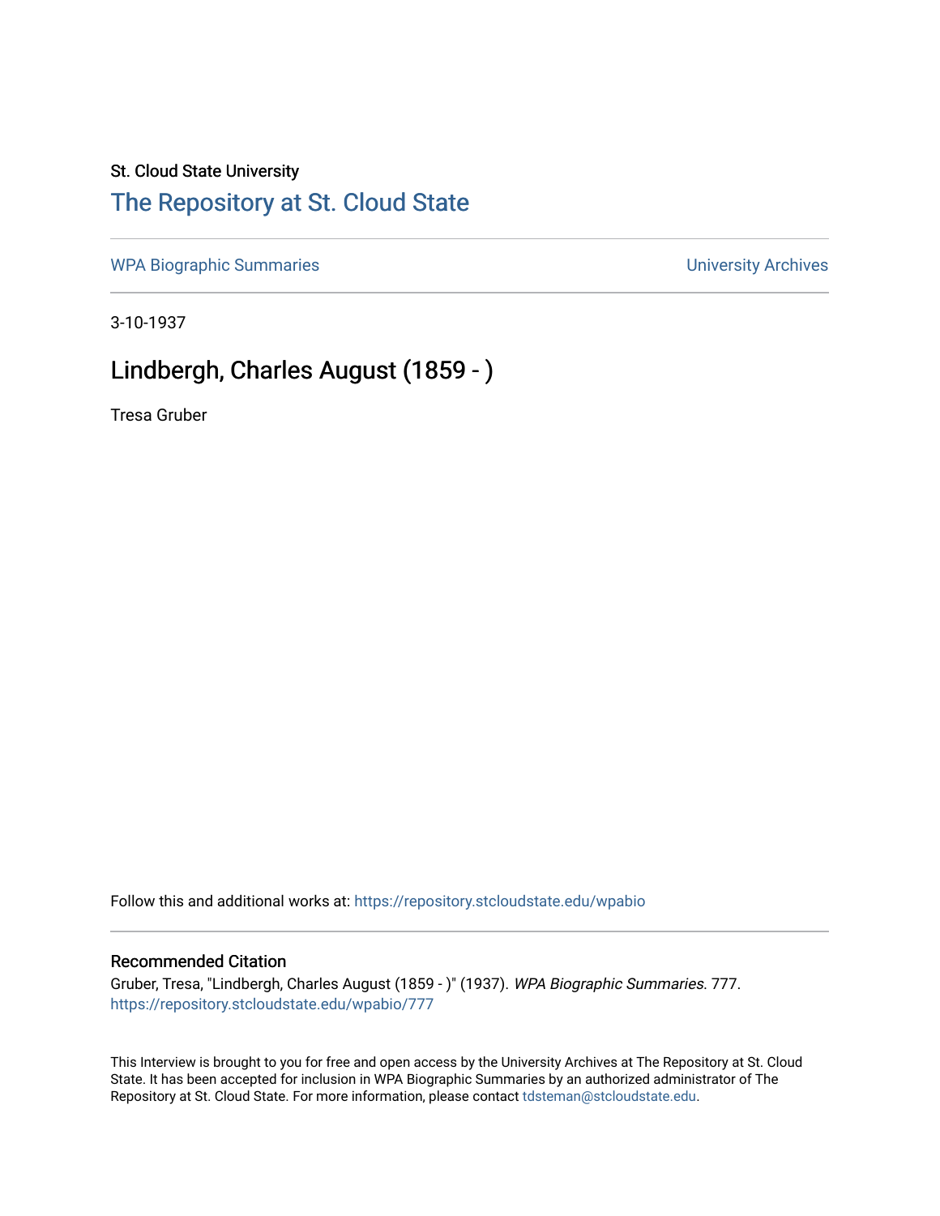St. Cloud State University

# The Repository at St. Cloud State

WPA Biographic Summaries

University Archives

3-10-1937

## Lindbergh, Charles August (1859 - )

Tresa Gruber

Follow this and additional works at: https://repository.stcloudstate.edu/wpabio

### Recommended Citation

Gruber, Tresa, "Lindbergh, Charles August (1859 - )" (1937). *WPA Biographic Summaries*. 777.
https://repository.stcloudstate.edu/wpabio/777

This Interview is brought to you for free and open access by the University Archives at The Repository at St. Cloud State. It has been accepted for inclusion in WPA Biographic Summaries by an authorized administrator of The Repository at St. Cloud State. For more information, please contact tdsteman@stcloudstate.edu.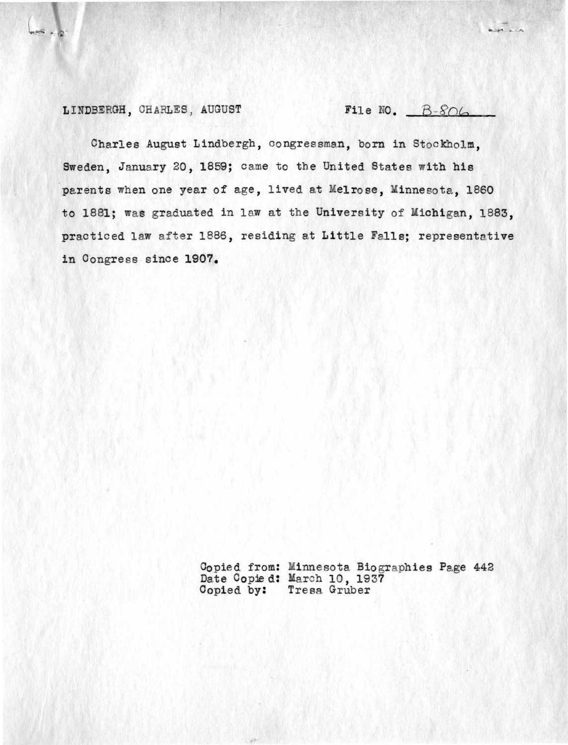LINDBERGH, CHARLES, AUGUST File NO. B-806

Charles August Lindbergh, congressman, born in Stockholm, Sweden, January 20, 1859; came to the United States with his parents when one year of age, lived at Melrose, Minnesota, 1860 to 1881; was graduated in law at the University of Michigan, 1883, practiced law after 1886, residing at Little Falls; representative in Congress since 1907.

Copied from: Minnesota Biographies Page 442
Date Copied: March 10, 1937
Copied by: Tresa Gruber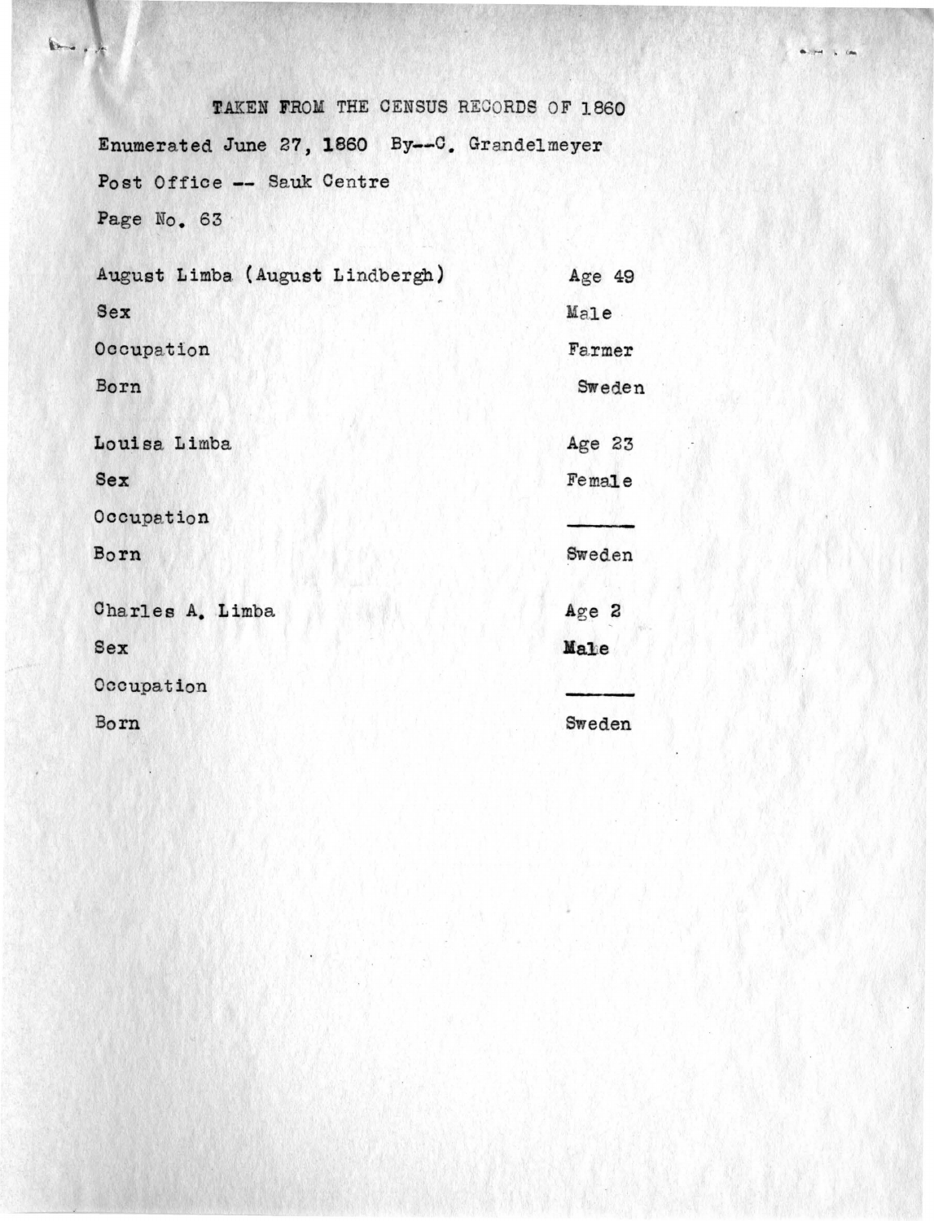TAKEN FROM THE CENSUS RECORDS OF 1860

Enumerated June 27, 1860 By--C. Grandelmeyer

Post Office -- Sauk Centre

Page No. 63

| | |
|---|---|
| August Limba (August Lindbergh) | Age 49 |
| Sex | Male |
| Occupation | Farmer |
| Born | Sweden |

| | |
|---|---|
| Louisa Limba | Age 23 |
| Sex | Female |
| Occupation | ——— |
| Born | Sweden |

| | |
|---|---|
| Charles A. Limba | Age 2 |
| Sex | Male |
| Occupation | ——— |
| Born | Sweden |